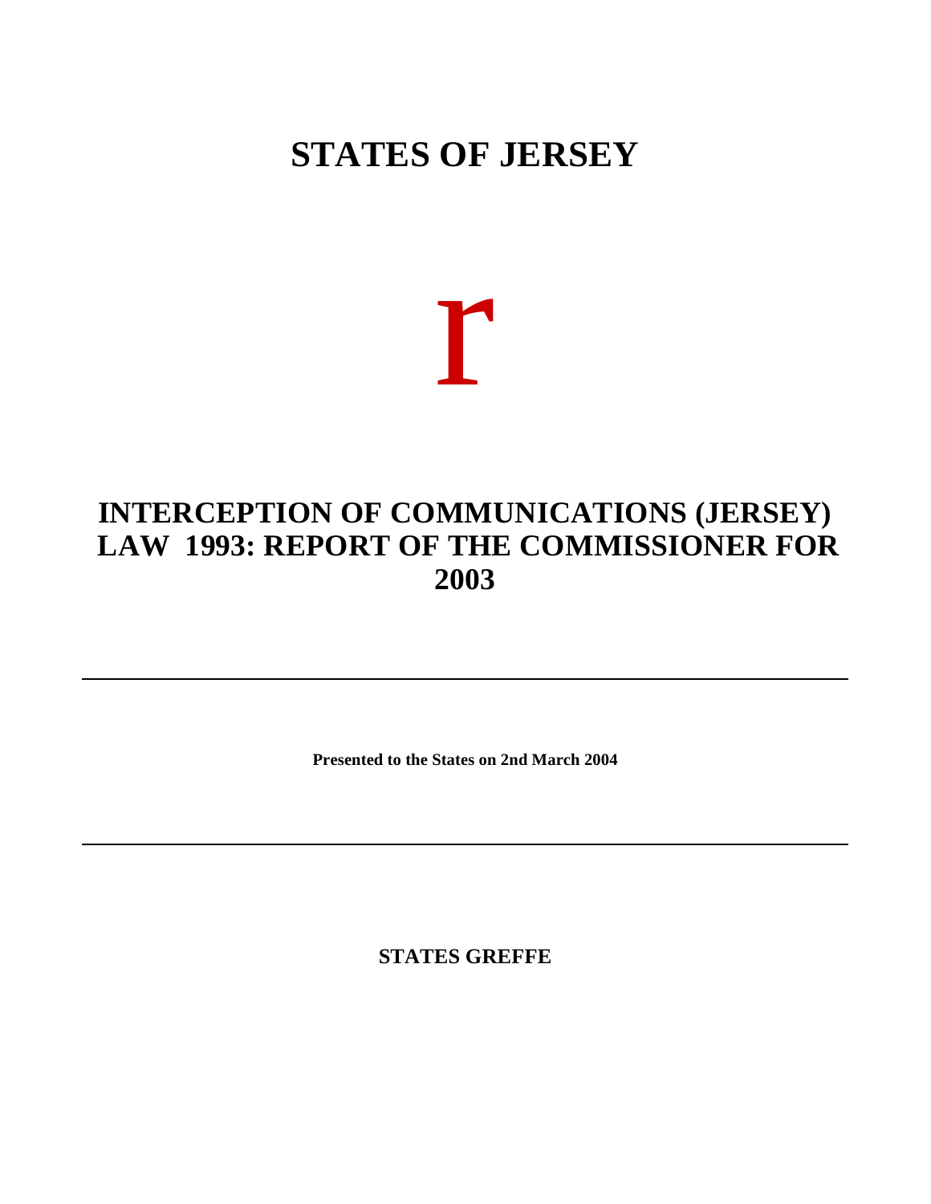# STATES OF JERSEY

r

## INTERCEPTION OF COMMUNICATIONS (JERSEY) LAW 1993: REPORT OF THE COMMISSIONER FOR 2003

---

**Presented to the States on 2nd March 2004**

---

**STATES GREFFE**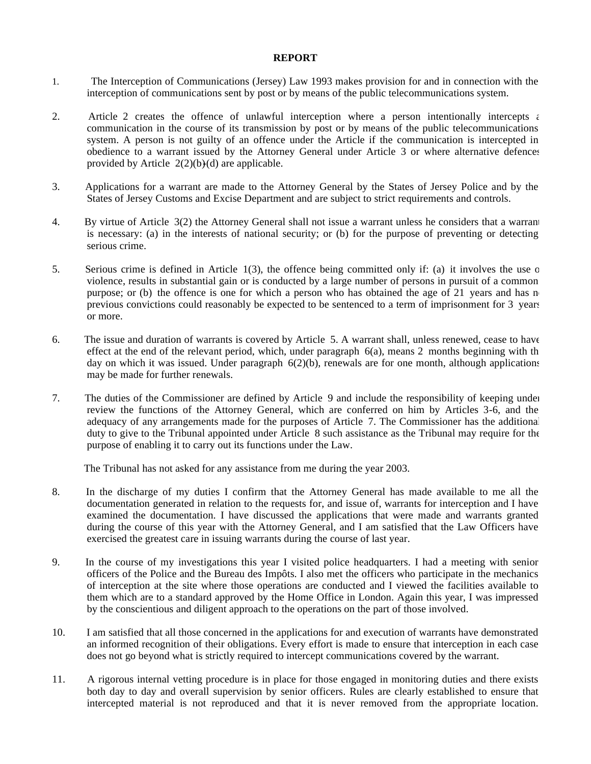**REPORT**

1. The Interception of Communications (Jersey) Law 1993 makes provision for and in connection with the interception of communications sent by post or by means of the public telecommunications system.

2. Article 2 creates the offence of unlawful interception where a person intentionally intercepts a communication in the course of its transmission by post or by means of the public telecommunications system. A person is not guilty of an offence under the Article if the communication is intercepted in obedience to a warrant issued by the Attorney General under Article 3 or where alternative defences provided by Article 2(2)(b)-(d) are applicable.

3. Applications for a warrant are made to the Attorney General by the States of Jersey Police and by the States of Jersey Customs and Excise Department and are subject to strict requirements and controls.

4. By virtue of Article 3(2) the Attorney General shall not issue a warrant unless he considers that a warrant is necessary: (a) in the interests of national security; or (b) for the purpose of preventing or detecting serious crime.

5. Serious crime is defined in Article 1(3), the offence being committed only if: (a) it involves the use of violence, results in substantial gain or is conducted by a large number of persons in pursuit of a common purpose; or (b) the offence is one for which a person who has obtained the age of 21 years and has no previous convictions could reasonably be expected to be sentenced to a term of imprisonment for 3 years or more.

6. The issue and duration of warrants is covered by Article 5. A warrant shall, unless renewed, cease to have effect at the end of the relevant period, which, under paragraph 6(a), means 2 months beginning with the day on which it was issued. Under paragraph 6(2)(b), renewals are for one month, although applications may be made for further renewals.

7. The duties of the Commissioner are defined by Article 9 and include the responsibility of keeping under review the functions of the Attorney General, which are conferred on him by Articles 3-6, and the adequacy of any arrangements made for the purposes of Article 7. The Commissioner has the additional duty to give to the Tribunal appointed under Article 8 such assistance as the Tribunal may require for the purpose of enabling it to carry out its functions under the Law.

   The Tribunal has not asked for any assistance from me during the year 2003.

8. In the discharge of my duties I confirm that the Attorney General has made available to me all the documentation generated in relation to the requests for, and issue of, warrants for interception and I have examined the documentation. I have discussed the applications that were made and warrants granted during the course of this year with the Attorney General, and I am satisfied that the Law Officers have exercised the greatest care in issuing warrants during the course of last year.

9. In the course of my investigations this year I visited police headquarters. I had a meeting with senior officers of the Police and the Bureau des Impôts. I also met the officers who participate in the mechanics of interception at the site where those operations are conducted and I viewed the facilities available to them which are to a standard approved by the Home Office in London. Again this year, I was impressed by the conscientious and diligent approach to the operations on the part of those involved.

10. I am satisfied that all those concerned in the applications for and execution of warrants have demonstrated an informed recognition of their obligations. Every effort is made to ensure that interception in each case does not go beyond what is strictly required to intercept communications covered by the warrant.

11. A rigorous internal vetting procedure is in place for those engaged in monitoring duties and there exists both day to day and overall supervision by senior officers. Rules are clearly established to ensure that intercepted material is not reproduced and that it is never removed from the appropriate location.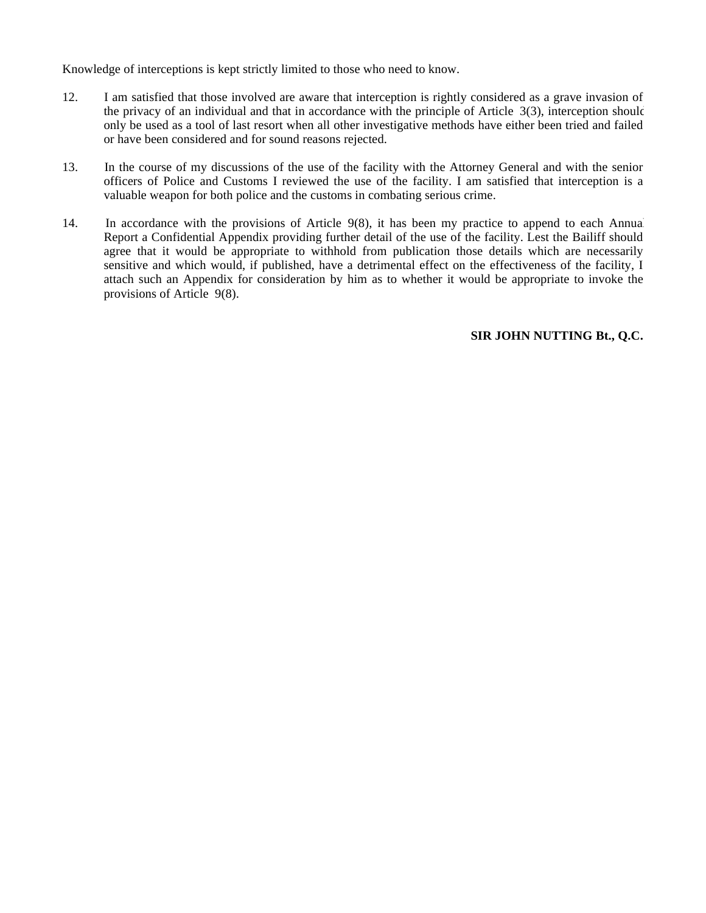Knowledge of interceptions is kept strictly limited to those who need to know.

12. I am satisfied that those involved are aware that interception is rightly considered as a grave invasion of the privacy of an individual and that in accordance with the principle of Article 3(3), interception should only be used as a tool of last resort when all other investigative methods have either been tried and failed or have been considered and for sound reasons rejected.

13. In the course of my discussions of the use of the facility with the Attorney General and with the senior officers of Police and Customs I reviewed the use of the facility. I am satisfied that interception is a valuable weapon for both police and the customs in combating serious crime.

14. In accordance with the provisions of Article 9(8), it has been my practice to append to each Annual Report a Confidential Appendix providing further detail of the use of the facility. Lest the Bailiff should agree that it would be appropriate to withhold from publication those details which are necessarily sensitive and which would, if published, have a detrimental effect on the effectiveness of the facility, I attach such an Appendix for consideration by him as to whether it would be appropriate to invoke the provisions of Article 9(8).

**SIR JOHN NUTTING Bt., Q.C.**